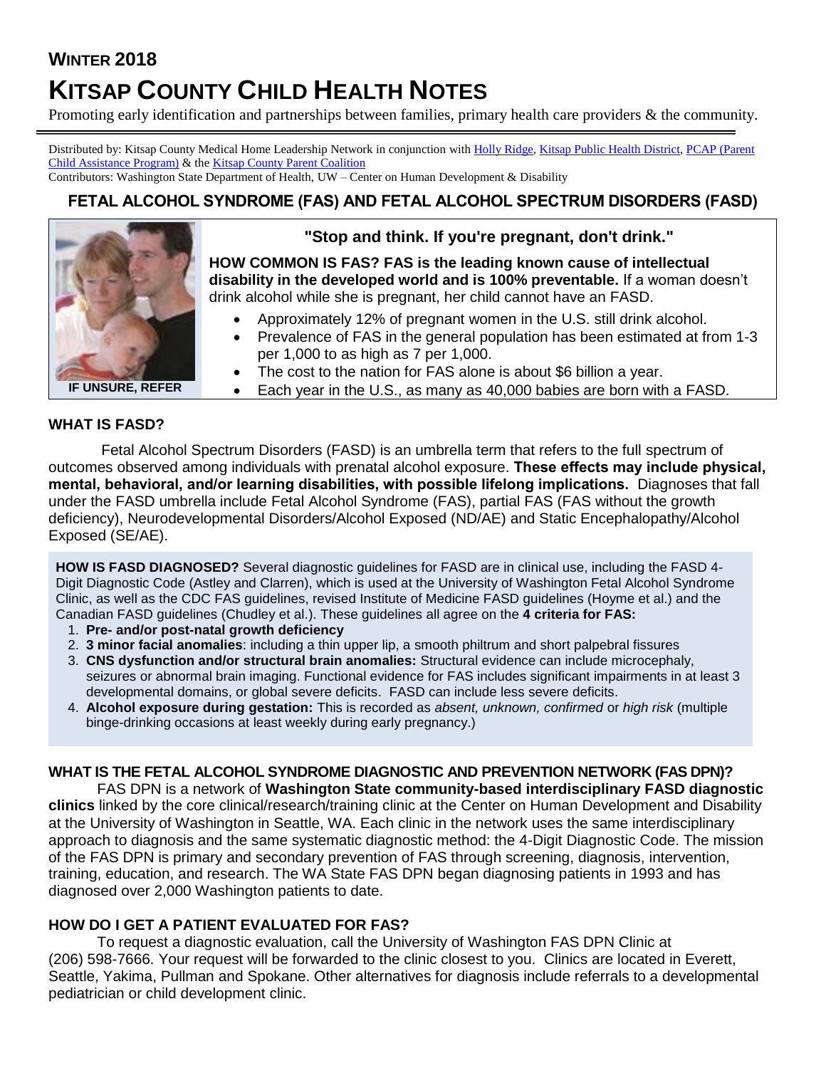**WINTER 2018**

# KITSAP COUNTY CHILD HEALTH NOTES

Promoting early identification and partnerships between families, primary health care providers & the community.

Distributed by: Kitsap County Medical Home Leadership Network in conjunction with Holly Ridge, Kitsap Public Health District, PCAP (Parent Child Assistance Program) & the Kitsap County Parent Coalition

Contributors: Washington State Department of Health, UW – Center on Human Development & Disability

## FETAL ALCOHOL SYNDROME (FAS) AND FETAL ALCOHOL SPECTRUM DISORDERS (FASD)

IF UNSURE, REFER

### "Stop and think. If you're pregnant, don't drink."

**HOW COMMON IS FAS? FAS is the leading known cause of intellectual disability in the developed world and is 100% preventable.** If a woman doesn't drink alcohol while she is pregnant, her child cannot have an FASD.

- Approximately 12% of pregnant women in the U.S. still drink alcohol.
- Prevalence of FAS in the general population has been estimated at from 1-3 per 1,000 to as high as 7 per 1,000.
- The cost to the nation for FAS alone is about $6 billion a year.
- Each year in the U.S., as many as 40,000 babies are born with a FASD.

### WHAT IS FASD?

Fetal Alcohol Spectrum Disorders (FASD) is an umbrella term that refers to the full spectrum of outcomes observed among individuals with prenatal alcohol exposure. **These effects may include physical, mental, behavioral, and/or learning disabilities, with possible lifelong implications.** Diagnoses that fall under the FASD umbrella include Fetal Alcohol Syndrome (FAS), partial FAS (FAS without the growth deficiency), Neurodevelopmental Disorders/Alcohol Exposed (ND/AE) and Static Encephalopathy/Alcohol Exposed (SE/AE).

**HOW IS FASD DIAGNOSED?** Several diagnostic guidelines for FASD are in clinical use, including the FASD 4-Digit Diagnostic Code (Astley and Clarren), which is used at the University of Washington Fetal Alcohol Syndrome Clinic, as well as the CDC FAS guidelines, revised Institute of Medicine FASD guidelines (Hoyme et al.) and the Canadian FASD guidelines (Chudley et al.). These guidelines all agree on the **4 criteria for FAS:**

1. **Pre- and/or post-natal growth deficiency**
2. **3 minor facial anomalies**: including a thin upper lip, a smooth philtrum and short palpebral fissures
3. **CNS dysfunction and/or structural brain anomalies:** Structural evidence can include microcephaly, seizures or abnormal brain imaging. Functional evidence for FAS includes significant impairments in at least 3 developmental domains, or global severe deficits. FASD can include less severe deficits.
4. **Alcohol exposure during gestation:** This is recorded as *absent, unknown, confirmed* or *high risk* (multiple binge-drinking occasions at least weekly during early pregnancy.)

### WHAT IS THE FETAL ALCOHOL SYNDROME DIAGNOSTIC AND PREVENTION NETWORK (FAS DPN)?

FAS DPN is a network of **Washington State community-based interdisciplinary FASD diagnostic clinics** linked by the core clinical/research/training clinic at the Center on Human Development and Disability at the University of Washington in Seattle, WA. Each clinic in the network uses the same interdisciplinary approach to diagnosis and the same systematic diagnostic method: the 4-Digit Diagnostic Code. The mission of the FAS DPN is primary and secondary prevention of FAS through screening, diagnosis, intervention, training, education, and research. The WA State FAS DPN began diagnosing patients in 1993 and has diagnosed over 2,000 Washington patients to date.

### HOW DO I GET A PATIENT EVALUATED FOR FAS?

To request a diagnostic evaluation, call the University of Washington FAS DPN Clinic at (206) 598-7666. Your request will be forwarded to the clinic closest to you. Clinics are located in Everett, Seattle, Yakima, Pullman and Spokane. Other alternatives for diagnosis include referrals to a developmental pediatrician or child development clinic.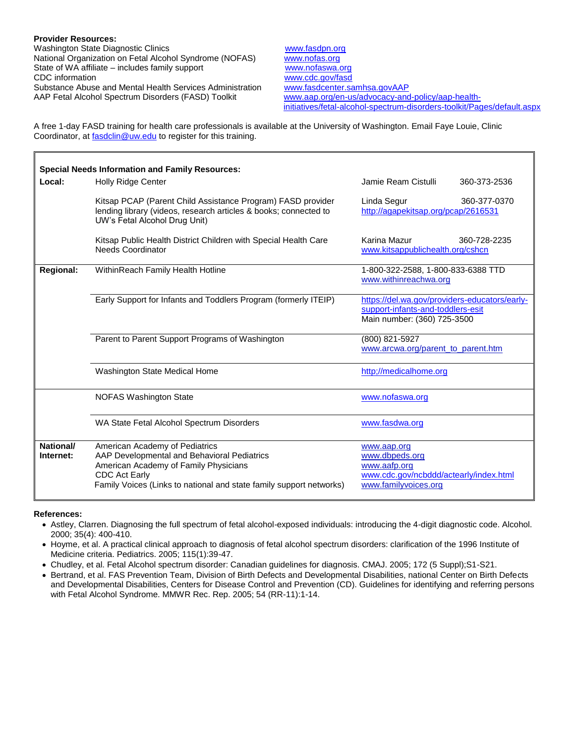**Provider Resources:**

| | |
|---|---|
| Washington State Diagnostic Clinics | www.fasdpn.org |
| National Organization on Fetal Alcohol Syndrome (NOFAS) | www.nofas.org |
| State of WA affiliate – includes family support | www.nofaswa.org |
| CDC information | www.cdc.gov/fasd |
| Substance Abuse and Mental Health Services Administration | www.fasdcenter.samhsa.govAAP |
| AAP Fetal Alcohol Spectrum Disorders (FASD) Toolkit | www.aap.org/en-us/advocacy-and-policy/aap-health-initiatives/fetal-alcohol-spectrum-disorders-toolkit/Pages/default.aspx |

A free 1-day FASD training for health care professionals is available at the University of Washington. Email Faye Louie, Clinic Coordinator, at fasdclin@uw.edu to register for this training.

**Special Needs Information and Family Resources:**

| | | |
|---|---|---|
| **Local:** | Holly Ridge Center | Jamie Ream Cistulli 360-373-2536 |
| | Kitsap PCAP (Parent Child Assistance Program) FASD provider lending library (videos, research articles & books; connected to UW's Fetal Alcohol Drug Unit) | Linda Segur 360-377-0370 http://agapekitsap.org/pcap/2616531 |
| | Kitsap Public Health District Children with Special Health Care Needs Coordinator | Karina Mazur 360-728-2235 www.kitsappublichealth.org/cshcn |
| **Regional:** | WithinReach Family Health Hotline | 1-800-322-2588, 1-800-833-6388 TTD www.withinreachwa.org |
| | Early Support for Infants and Toddlers Program (formerly ITEIP) | https://del.wa.gov/providers-educators/early-support-infants-and-toddlers-esit Main number: (360) 725-3500 |
| | Parent to Parent Support Programs of Washington | (800) 821-5927 www.arcwa.org/parent_to_parent.htm |
| | Washington State Medical Home | http;//medicalhome.org |
| | NOFAS Washington State | www.nofaswa.org |
| | WA State Fetal Alcohol Spectrum Disorders | www.fasdwa.org |
| **National/ Internet:** | American Academy of Pediatrics<br>AAP Developmental and Behavioral Pediatrics<br>American Academy of Family Physicians<br>CDC Act Early<br>Family Voices (Links to national and state family support networks) | www.aap.org<br>www.dbpeds.org<br>www.aafp.org<br>www.cdc.gov/ncbddd/actearly/index.html<br>www.familyvoices.org |

**References:**

- Astley, Clarren. Diagnosing the full spectrum of fetal alcohol-exposed individuals: introducing the 4-digit diagnostic code. Alcohol. 2000; 35(4): 400-410.
- Hoyme, et al. A practical clinical approach to diagnosis of fetal alcohol spectrum disorders: clarification of the 1996 Institute of Medicine criteria. Pediatrics. 2005; 115(1):39-47.
- Chudley, et al. Fetal Alcohol spectrum disorder: Canadian guidelines for diagnosis. CMAJ. 2005; 172 (5 Suppl);S1-S21.
- Bertrand, et al. FAS Prevention Team, Division of Birth Defects and Developmental Disabilities, national Center on Birth Defects and Developmental Disabilities, Centers for Disease Control and Prevention (CD). Guidelines for identifying and referring persons with Fetal Alcohol Syndrome. MMWR Rec. Rep. 2005; 54 (RR-11):1-14.